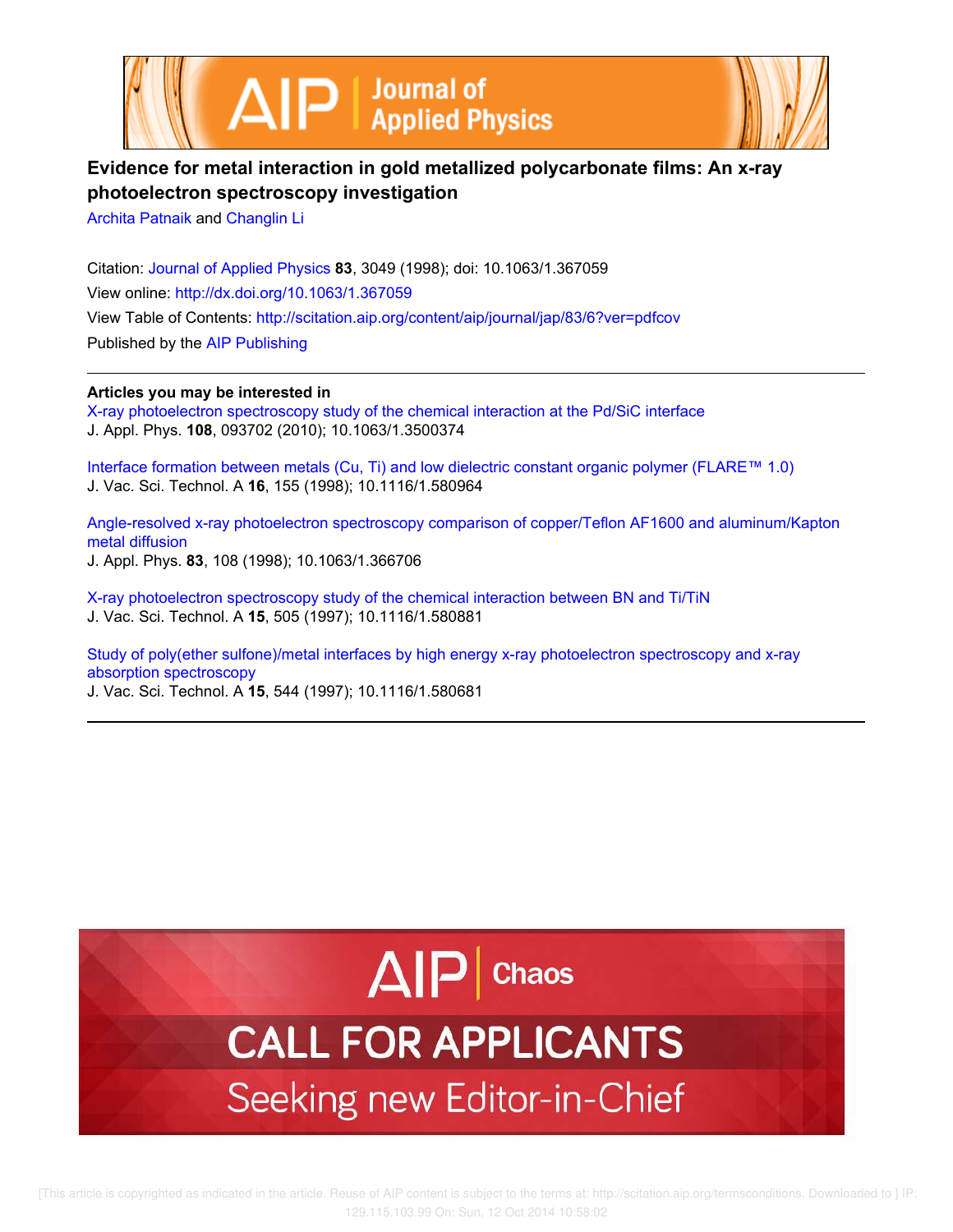# Evidence for metal interaction in gold metallized polycarbonate films: An x-ray photoelectron spectroscopy investigation

Archita Patnaik and Changlin Li

Citation: Journal of Applied Physics **83**, 3049 (1998); doi: 10.1063/1.367059

View online: http://dx.doi.org/10.1063/1.367059

View Table of Contents: http://scitation.aip.org/content/aip/journal/jap/83/6?ver=pdfcov

Published by the AIP Publishing

**Articles you may be interested in**

X-ray photoelectron spectroscopy study of the chemical interaction at the Pd/SiC interface
J. Appl. Phys. **108**, 093702 (2010); 10.1063/1.3500374

Interface formation between metals (Cu, Ti) and low dielectric constant organic polymer (FLARE™ 1.0)
J. Vac. Sci. Technol. A **16**, 155 (1998); 10.1116/1.580964

Angle-resolved x-ray photoelectron spectroscopy comparison of copper/Teflon AF1600 and aluminum/Kapton metal diffusion
J. Appl. Phys. **83**, 108 (1998); 10.1063/1.366706

X-ray photoelectron spectroscopy study of the chemical interaction between BN and Ti/TiN
J. Vac. Sci. Technol. A **15**, 505 (1997); 10.1116/1.580881

Study of poly(ether sulfone)/metal interfaces by high energy x-ray photoelectron spectroscopy and x-ray absorption spectroscopy
J. Vac. Sci. Technol. A **15**, 544 (1997); 10.1116/1.580681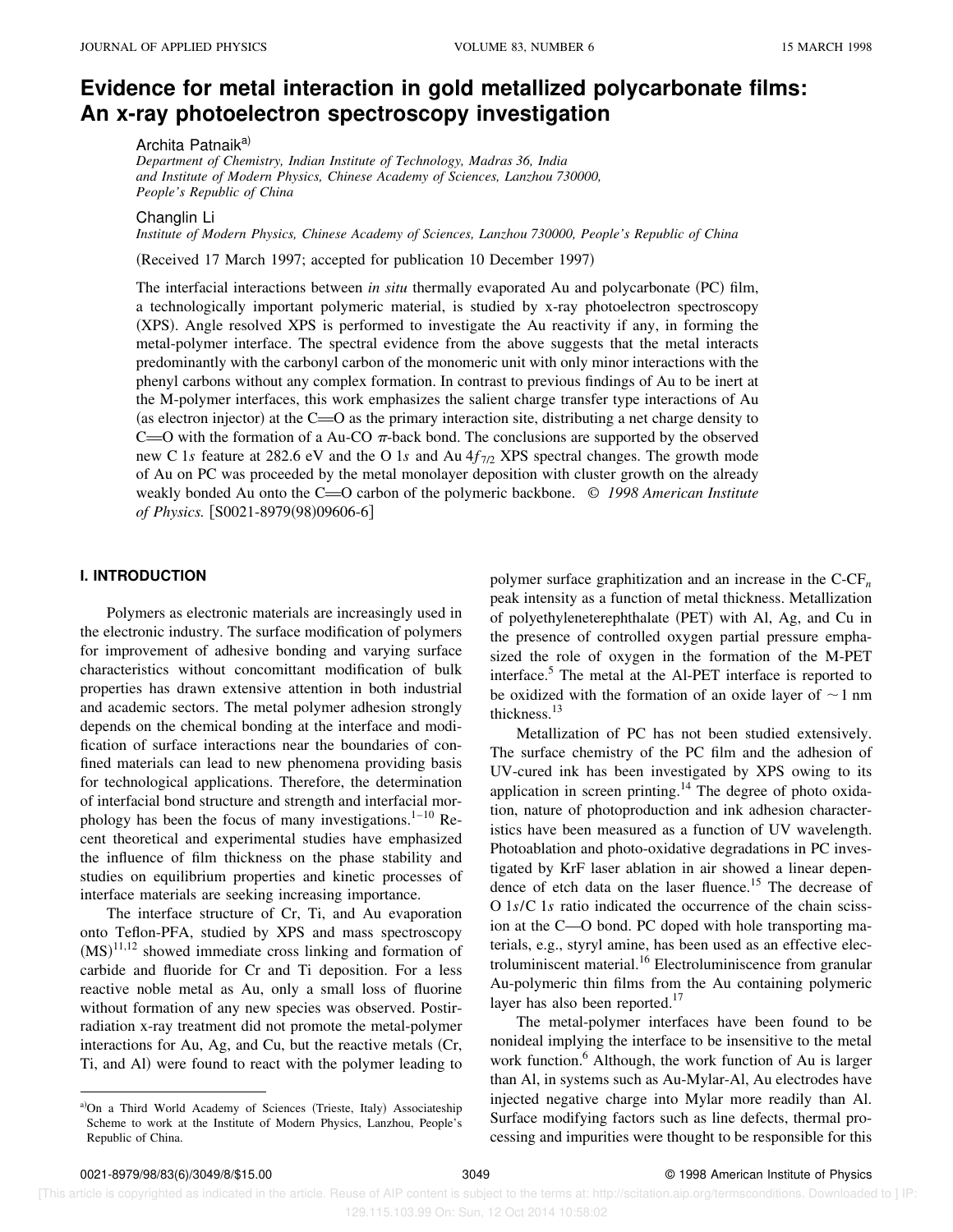# Evidence for metal interaction in gold metallized polycarbonate films: An x-ray photoelectron spectroscopy investigation

Archita Patnaik[a)]

*Department of Chemistry, Indian Institute of Technology, Madras 36, India and Institute of Modern Physics, Chinese Academy of Sciences, Lanzhou 730000, People's Republic of China*

Changlin Li

*Institute of Modern Physics, Chinese Academy of Sciences, Lanzhou 730000, People's Republic of China*

(Received 17 March 1997; accepted for publication 10 December 1997)

The interfacial interactions between *in situ* thermally evaporated Au and polycarbonate (PC) film, a technologically important polymeric material, is studied by x-ray photoelectron spectroscopy (XPS). Angle resolved XPS is performed to investigate the Au reactivity if any, in forming the metal-polymer interface. The spectral evidence from the above suggests that the metal interacts predominantly with the carbonyl carbon of the monomeric unit with only minor interactions with the phenyl carbons without any complex formation. In contrast to previous findings of Au to be inert at the M-polymer interfaces, this work emphasizes the salient charge transfer type interactions of Au (as electron injector) at the C=O as the primary interaction site, distributing a net charge density to C=O with the formation of a Au-CO $\pi$-back bond. The conclusions are supported by the observed new C 1*s* feature at 282.6 eV and the O 1*s* and Au $4f_{7/2}$ XPS spectral changes. The growth mode of Au on PC was proceeded by the metal monolayer deposition with cluster growth on the already weakly bonded Au onto the C=O carbon of the polymeric backbone. © *1998 American Institute of Physics.* [S0021-8979(98)09606-6]

## I. INTRODUCTION

Polymers as electronic materials are increasingly used in the electronic industry. The surface modification of polymers for improvement of adhesive bonding and varying surface characteristics without concomittant modification of bulk properties has drawn extensive attention in both industrial and academic sectors. The metal polymer adhesion strongly depends on the chemical bonding at the interface and modification of surface interactions near the boundaries of confined materials can lead to new phenomena providing basis for technological applications. Therefore, the determination of interfacial bond structure and strength and interfacial morphology has been the focus of many investigations.[1–10] Recent theoretical and experimental studies have emphasized the influence of film thickness on the phase stability and studies on equilibrium properties and kinetic processes of interface materials are seeking increasing importance.

The interface structure of Cr, Ti, and Au evaporation onto Teflon-PFA, studied by XPS and mass spectroscopy (MS)[11,12] showed immediate cross linking and formation of carbide and fluoride for Cr and Ti deposition. For a less reactive noble metal as Au, only a small loss of fluorine without formation of any new species was observed. Postirradiation x-ray treatment did not promote the metal-polymer interactions for Au, Ag, and Cu, but the reactive metals (Cr, Ti, and Al) were found to react with the polymer leading to polymer surface graphitization and an increase in the C-$CF_n$ peak intensity as a function of metal thickness. Metallization of polyethyleneterephthalate (PET) with Al, Ag, and Cu in the presence of controlled oxygen partial pressure emphasized the role of oxygen in the formation of the M-PET interface.[5] The metal at the Al-PET interface is reported to be oxidized with the formation of an oxide layer of $\sim$1 nm thickness.[13]

Metallization of PC has not been studied extensively. The surface chemistry of the PC film and the adhesion of UV-cured ink has been investigated by XPS owing to its application in screen printing.[14] The degree of photo oxidation, nature of photoproduction and ink adhesion characteristics have been measured as a function of UV wavelength. Photoablation and photo-oxidative degradations in PC investigated by KrF laser ablation in air showed a linear dependence of etch data on the laser fluence.[15] The decrease of O 1*s*/C 1*s* ratio indicated the occurrence of the chain scission at the C—O bond. PC doped with hole transporting materials, e.g., styryl amine, has been used as an effective electroluminiscent material.[16] Electroluminiscence from granular Au-polymeric thin films from the Au containing polymeric layer has also been reported.[17]

The metal-polymer interfaces have been found to be nonideal implying the interface to be insensitive to the metal work function.[6] Although, the work function of Au is larger than Al, in systems such as Au-Mylar-Al, Au electrodes have injected negative charge into Mylar more readily than Al. Surface modifying factors such as line defects, thermal processing and impurities were thought to be responsible for this

[a)]On a Third World Academy of Sciences (Trieste, Italy) Associateship Scheme to work at the Institute of Modern Physics, Lanzhou, People's Republic of China.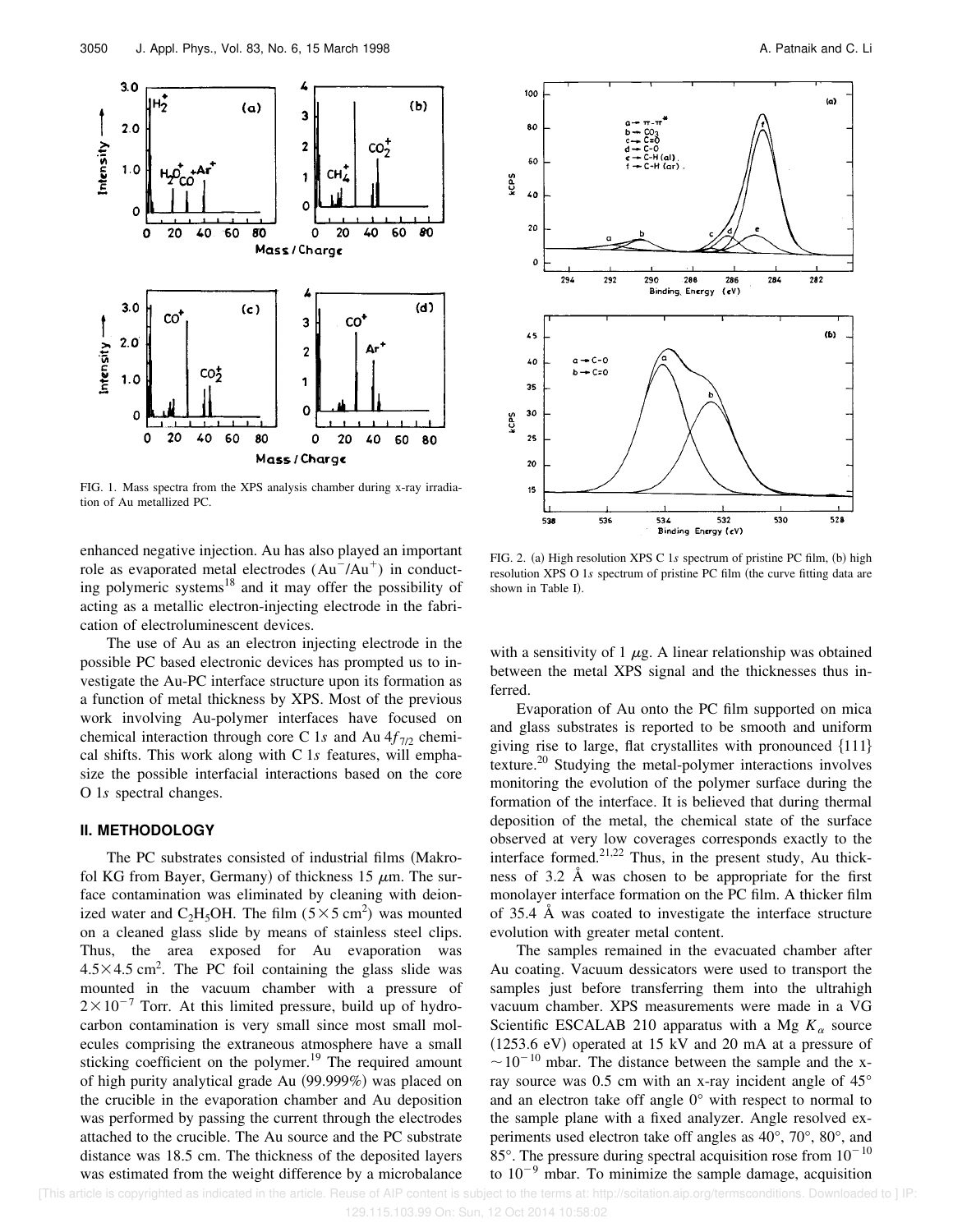FIG. 1. Mass spectra from the XPS analysis chamber during x-ray irradiation of Au metallized PC.

FIG. 2. (a) High resolution XPS C 1*s* spectrum of pristine PC film, (b) high resolution XPS O 1*s* spectrum of pristine PC film (the curve fitting data are shown in Table I).

enhanced negative injection. Au has also played an important role as evaporated metal electrodes ($Au^-/Au^+$) in conducting polymeric systems[18] and it may offer the possibility of acting as a metallic electron-injecting electrode in the fabrication of electroluminescent devices.

The use of Au as an electron injecting electrode in the possible PC based electronic devices has prompted us to investigate the Au-PC interface structure upon its formation as a function of metal thickness by XPS. Most of the previous work involving Au-polymer interfaces have focused on chemical interaction through core C 1*s* and Au $4f_{7/2}$ chemical shifts. This work along with C 1*s* features, will emphasize the possible interfacial interactions based on the core O 1*s* spectral changes.

## II. METHODOLOGY

The PC substrates consisted of industrial films (Makrofol KG from Bayer, Germany) of thickness 15 $\mu$m. The surface contamination was eliminated by cleaning with deionized water and $C_2H_5OH$. The film ($5\times5$ cm$^2$) was mounted on a cleaned glass slide by means of stainless steel clips. Thus, the area exposed for Au evaporation was $4.5\times4.5$ cm$^2$. The PC foil containing the glass slide was mounted in the vacuum chamber with a pressure of $2\times10^{-7}$ Torr. At this limited pressure, build up of hydrocarbon contamination is very small since most small molecules comprising the extraneous atmosphere have a small sticking coefficient on the polymer.[19] The required amount of high purity analytical grade Au (99.999%) was placed on the crucible in the evaporation chamber and Au deposition was performed by passing the current through the electrodes attached to the crucible. The Au source and the PC substrate distance was 18.5 cm. The thickness of the deposited layers was estimated from the weight difference by a microbalance with a sensitivity of 1 $\mu$g. A linear relationship was obtained between the metal XPS signal and the thicknesses thus inferred.

Evaporation of Au onto the PC film supported on mica and glass substrates is reported to be smooth and uniform giving rise to large, flat crystallites with pronounced {111} texture.[20] Studying the metal-polymer interactions involves monitoring the evolution of the polymer surface during the formation of the interface. It is believed that during thermal deposition of the metal, the chemical state of the surface observed at very low coverages corresponds exactly to the interface formed.[21,22] Thus, in the present study, Au thickness of 3.2 Å was chosen to be appropriate for the first monolayer interface formation on the PC film. A thicker film of 35.4 Å was coated to investigate the interface structure evolution with greater metal content.

The samples remained in the evacuated chamber after Au coating. Vacuum dessicators were used to transport the samples just before transferring them into the ultrahigh vacuum chamber. XPS measurements were made in a VG Scientific ESCALAB 210 apparatus with a Mg $K_\alpha$ source (1253.6 eV) operated at 15 kV and 20 mA at a pressure of $\sim10^{-10}$ mbar. The distance between the sample and the x-ray source was 0.5 cm with an x-ray incident angle of 45° and an electron take off angle 0° with respect to normal to the sample plane with a fixed analyzer. Angle resolved experiments used electron take off angles as 40°, 70°, 80°, and 85°. The pressure during spectral acquisition rose from $10^{-10}$ to $10^{-9}$ mbar. To minimize the sample damage, acquisition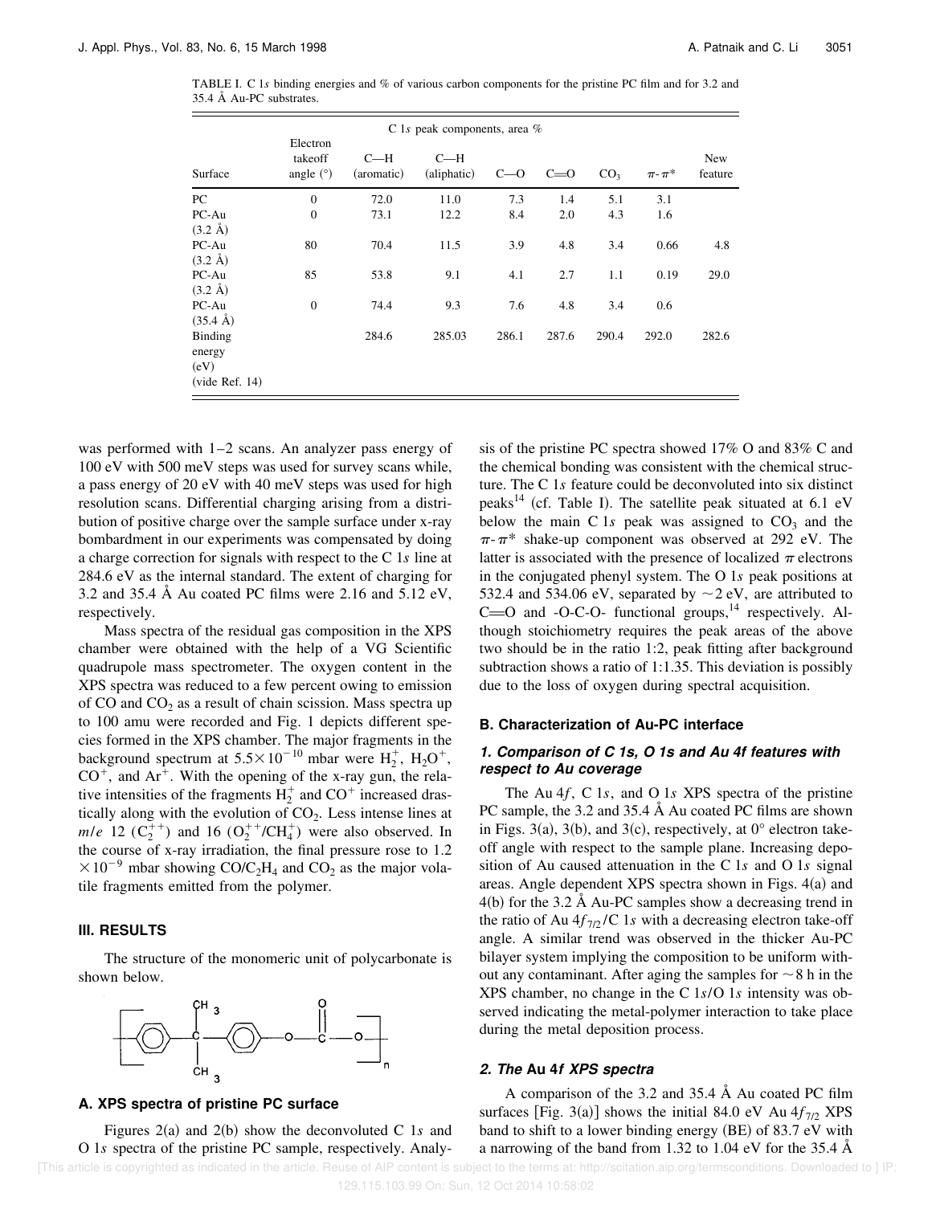TABLE I. C 1*s* binding energies and % of various carbon components for the pristine PC film and for 3.2 and 35.4 Å Au-PC substrates.

| Surface | Electron takeoff angle (°) | C—H (aromatic) | C—H (aliphatic) | C—O | C═O | $CO_3$ | $\pi$-$\pi^*$ | New feature |
|---|---|---|---|---|---|---|---|---|
| | | C 1*s* peak components, area % | | | | | | |
| PC | 0 | 72.0 | 11.0 | 7.3 | 1.4 | 5.1 | 3.1 | |
| PC-Au (3.2 Å) | 0 | 73.1 | 12.2 | 8.4 | 2.0 | 4.3 | 1.6 | |
| PC-Au (3.2 Å) | 80 | 70.4 | 11.5 | 3.9 | 4.8 | 3.4 | 0.66 | 4.8 |
| PC-Au (3.2 Å) | 85 | 53.8 | 9.1 | 4.1 | 2.7 | 1.1 | 0.19 | 29.0 |
| PC-Au (35.4 Å) | 0 | 74.4 | 9.3 | 7.6 | 4.8 | 3.4 | 0.6 | |
| Binding energy (eV) (vide Ref. 14) | | 284.6 | 285.03 | 286.1 | 287.6 | 290.4 | 292.0 | 282.6 |

was performed with 1–2 scans. An analyzer pass energy of 100 eV with 500 meV steps was used for survey scans while, a pass energy of 20 eV with 40 meV steps was used for high resolution scans. Differential charging arising from a distribution of positive charge over the sample surface under x-ray bombardment in our experiments was compensated by doing a charge correction for signals with respect to the C 1*s* line at 284.6 eV as the internal standard. The extent of charging for 3.2 and 35.4 Å Au coated PC films were 2.16 and 5.12 eV, respectively.

Mass spectra of the residual gas composition in the XPS chamber were obtained with the help of a VG Scientific quadrupole mass spectrometer. The oxygen content in the XPS spectra was reduced to a few percent owing to emission of CO and $CO_2$ as a result of chain scission. Mass spectra up to 100 amu were recorded and Fig. 1 depicts different species formed in the XPS chamber. The major fragments in the background spectrum at $5.5\times10^{-10}$ mbar were $H_2^+$, $H_2O^+$, $CO^+$, and $Ar^+$. With the opening of the x-ray gun, the relative intensities of the fragments $H_2^+$ and $CO^+$ increased drastically along with the evolution of $CO_2$. Less intense lines at $m/e$ 12 ($C_2^{++}$) and 16 ($O_2^{++}/CH_4^+$) were also observed. In the course of x-ray irradiation, the final pressure rose to $1.2\times10^{-9}$ mbar showing $CO/C_2H_4$ and $CO_2$ as the major volatile fragments emitted from the polymer.

## III. RESULTS

The structure of the monomeric unit of polycarbonate is shown below.

### A. XPS spectra of pristine PC surface

Figures 2(a) and 2(b) show the deconvoluted C 1*s* and O 1*s* spectra of the pristine PC sample, respectively. Analysis of the pristine PC spectra showed 17% O and 83% C and the chemical bonding was consistent with the chemical structure. The C 1*s* feature could be deconvoluted into six distinct peaks[14] (cf. Table I). The satellite peak situated at 6.1 eV below the main C 1*s* peak was assigned to $CO_3$ and the $\pi$-$\pi^*$ shake-up component was observed at 292 eV. The latter is associated with the presence of localized $\pi$ electrons in the conjugated phenyl system. The O 1*s* peak positions at 532.4 and 534.06 eV, separated by ~2 eV, are attributed to C═O and -O-C-O- functional groups,[14] respectively. Although stoichiometry requires the peak areas of the above two should be in the ratio 1:2, peak fitting after background subtraction shows a ratio of 1:1.35. This deviation is possibly due to the loss of oxygen during spectral acquisition.

### B. Characterization of Au-PC interface

#### 1. Comparison of C 1s, O 1s and Au 4f features with respect to Au coverage

The Au 4*f*, C 1*s*, and O 1*s* XPS spectra of the pristine PC sample, the 3.2 and 35.4 Å Au coated PC films are shown in Figs. 3(a), 3(b), and 3(c), respectively, at 0° electron takeoff angle with respect to the sample plane. Increasing deposition of Au caused attenuation in the C 1*s* and O 1*s* signal areas. Angle dependent XPS spectra shown in Figs. 4(a) and 4(b) for the 3.2 Å Au-PC samples show a decreasing trend in the ratio of Au $4f_{7/2}$/C 1*s* with a decreasing electron take-off angle. A similar trend was observed in the thicker Au-PC bilayer system implying the composition to be uniform without any contaminant. After aging the samples for ~8 h in the XPS chamber, no change in the C 1*s*/O 1*s* intensity was observed indicating the metal-polymer interaction to take place during the metal deposition process.

#### 2. The Au 4f XPS spectra

A comparison of the 3.2 and 35.4 Å Au coated PC film surfaces [Fig. 3(a)] shows the initial 84.0 eV Au $4f_{7/2}$ XPS band to shift to a lower binding energy (BE) of 83.7 eV with a narrowing of the band from 1.32 to 1.04 eV for the 35.4 Å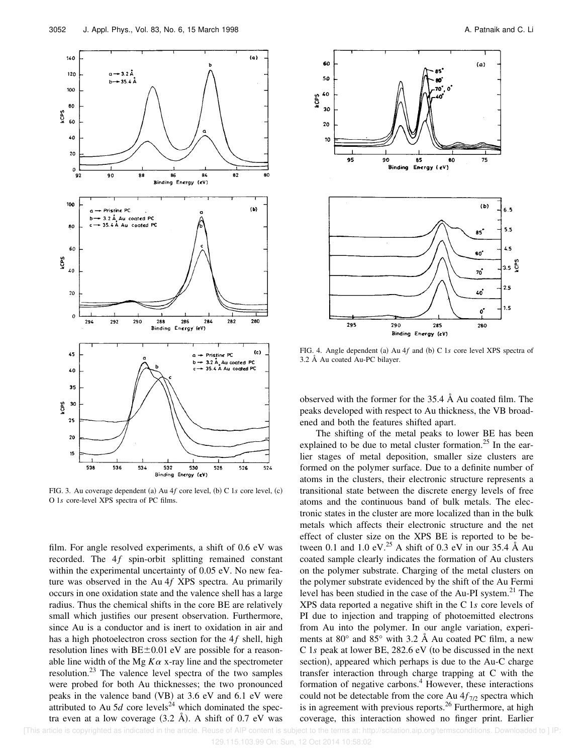FIG. 3. Au coverage dependent (a) Au 4$f$ core level, (b) C 1$s$ core level, (c) O 1$s$ core-level XPS spectra of PC films.

FIG. 4. Angle dependent (a) Au 4$f$ and (b) C 1$s$ core level XPS spectra of 3.2 Å Au coated Au-PC bilayer.

film. For angle resolved experiments, a shift of 0.6 eV was recorded. The 4$f$ spin-orbit splitting remained constant within the experimental uncertainty of 0.05 eV. No new feature was observed in the Au 4$f$ XPS spectra. Au primarily occurs in one oxidation state and the valence shell has a large radius. Thus the chemical shifts in the core BE are relatively small which justifies our present observation. Furthermore, since Au is a conductor and is inert to oxidation in air and has a high photoelectron cross section for the 4$f$ shell, high resolution lines with BE$\pm$0.01 eV are possible for a reasonable line width of the Mg $K\alpha$ x-ray line and the spectrometer resolution.[23] The valence level spectra of the two samples were probed for both Au thicknesses; the two pronounced peaks in the valence band (VB) at 3.6 eV and 6.1 eV were attributed to Au 5$d$ core levels[24] which dominated the spectra even at a low coverage (3.2 Å). A shift of 0.7 eV was observed with the former for the 35.4 Å Au coated film. The peaks developed with respect to Au thickness, the VB broadened and both the features shifted apart.

The shifting of the metal peaks to lower BE has been explained to be due to metal cluster formation.[25] In the earlier stages of metal deposition, smaller size clusters are formed on the polymer surface. Due to a definite number of atoms in the clusters, their electronic structure represents a transitional state between the discrete energy levels of free atoms and the continuous band of bulk metals. The electronic states in the cluster are more localized than in the bulk metals which affects their electronic structure and the net effect of cluster size on the XPS BE is reported to be between 0.1 and 1.0 eV.[25] A shift of 0.3 eV in our 35.4 Å Au coated sample clearly indicates the formation of Au clusters on the polymer substrate. Charging of the metal clusters on the polymer substrate evidenced by the shift of the Au Fermi level has been studied in the case of the Au-PI system.[21] The XPS data reported a negative shift in the C 1$s$ core levels of PI due to injection and trapping of photoemitted electrons from Au into the polymer. In our angle variation, experiments at 80° and 85° with 3.2 Å Au coated PC film, a new C 1$s$ peak at lower BE, 282.6 eV (to be discussed in the next section), appeared which perhaps is due to the Au-C charge transfer interaction through charge trapping at C with the formation of negative carbons.[4] However, these interactions could not be detectable from the core Au 4$f_{7/2}$ spectra which is in agreement with previous reports.[26] Furthermore, at high coverage, this interaction showed no finger print. Earlier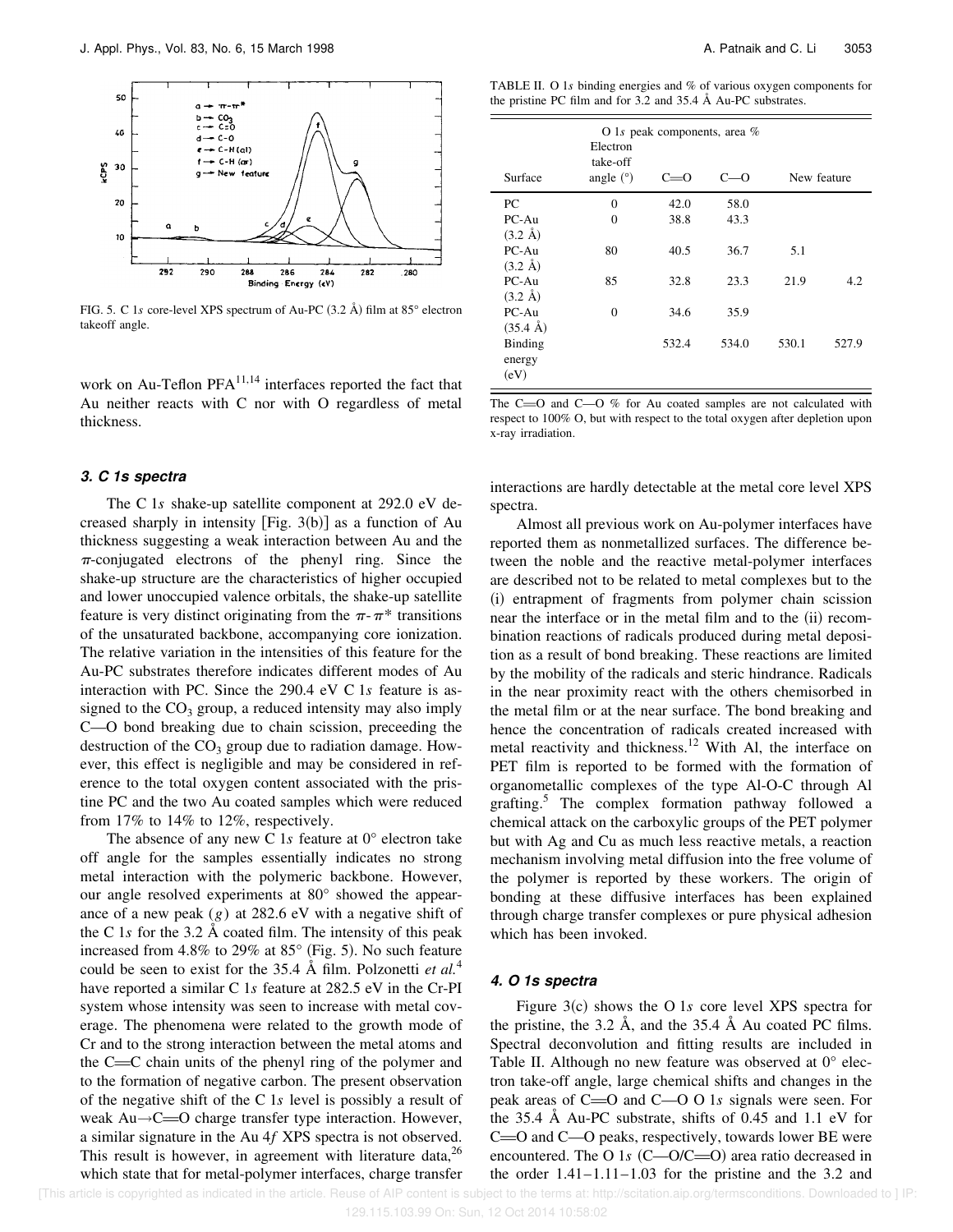FIG. 5. C 1$s$ core-level XPS spectrum of Au-PC (3.2 Å) film at 85° electron takeoff angle.

work on Au-Teflon PFA[11,14] interfaces reported the fact that Au neither reacts with C nor with O regardless of metal thickness.

### 3. C 1s spectra

The C 1$s$ shake-up satellite component at 292.0 eV decreased sharply in intensity [Fig. 3(b)] as a function of Au thickness suggesting a weak interaction between Au and the $\pi$-conjugated electrons of the phenyl ring. Since the shake-up structure are the characteristics of higher occupied and lower unoccupied valence orbitals, the shake-up satellite feature is very distinct originating from the $\pi$-$\pi^*$ transitions of the unsaturated backbone, accompanying core ionization. The relative variation in the intensities of this feature for the Au-PC substrates therefore indicates different modes of Au interaction with PC. Since the 290.4 eV C 1$s$ feature is assigned to the $CO_3$ group, a reduced intensity may also imply C—O bond breaking due to chain scission, preceeding the destruction of the $CO_3$ group due to radiation damage. However, this effect is negligible and may be considered in reference to the total oxygen content associated with the pristine PC and the two Au coated samples which were reduced from 17% to 14% to 12%, respectively.

The absence of any new C 1$s$ feature at 0° electron take off angle for the samples essentially indicates no strong metal interaction with the polymeric backbone. However, our angle resolved experiments at 80° showed the appearance of a new peak ($g$) at 282.6 eV with a negative shift of the C 1$s$ for the 3.2 Å coated film. The intensity of this peak increased from 4.8% to 29% at 85° (Fig. 5). No such feature could be seen to exist for the 35.4 Å film. Polzonetti *et al.*[4] have reported a similar C 1$s$ feature at 282.5 eV in the Cr-PI system whose intensity was seen to increase with metal coverage. The phenomena were related to the growth mode of Cr and to the strong interaction between the metal atoms and the C=C chain units of the phenyl ring of the polymer and to the formation of negative carbon. The present observation of the negative shift of the C 1$s$ level is possibly a result of weak Au→C=O charge transfer type interaction. However, a similar signature in the Au 4$f$ XPS spectra is not observed. This result is however, in agreement with literature data,[26] which state that for metal-polymer interfaces, charge transfer interactions are hardly detectable at the metal core level XPS spectra.

Almost all previous work on Au-polymer interfaces have reported them as nonmetallized surfaces. The difference between the noble and the reactive metal-polymer interfaces are described not to be related to metal complexes but to the (i) entrapment of fragments from polymer chain scission near the interface or in the metal film and to the (ii) recombination reactions of radicals produced during metal deposition as a result of bond breaking. These reactions are limited by the mobility of the radicals and steric hindrance. Radicals in the near proximity react with the others chemisorbed in the metal film or at the near surface. The bond breaking and hence the concentration of radicals created increased with metal reactivity and thickness.[12] With Al, the interface on PET film is reported to be formed with the formation of organometallic complexes of the type Al-O-C through Al grafting.[5] The complex formation pathway followed a chemical attack on the carboxylic groups of the PET polymer but with Ag and Cu as much less reactive metals, a reaction mechanism involving metal diffusion into the free volume of the polymer is reported by these workers. The origin of bonding at these diffusive interfaces has been explained through charge transfer complexes or pure physical adhesion which has been invoked.

TABLE II. O 1$s$ binding energies and % of various oxygen components for the pristine PC film and for 3.2 and 35.4 Å Au-PC substrates.

| Surface | Electron take-off angle (°) | C=O | C—O | New feature | |
|---|---|---|---|---|---|
| | O 1$s$ peak components, area % | | | | |
| PC | 0 | 42.0 | 58.0 | | |
| PC-Au (3.2 Å) | 0 | 38.8 | 43.3 | | |
| PC-Au (3.2 Å) | 80 | 40.5 | 36.7 | 5.1 | |
| PC-Au (3.2 Å) | 85 | 32.8 | 23.3 | 21.9 | 4.2 |
| PC-Au (35.4 Å) | 0 | 34.6 | 35.9 | | |
| Binding energy (eV) | | 532.4 | 534.0 | 530.1 | 527.9 |

The C=O and C—O % for Au coated samples are not calculated with respect to 100% O, but with respect to the total oxygen after depletion upon x-ray irradiation.

### 4. O 1s spectra

Figure 3(c) shows the O 1$s$ core level XPS spectra for the pristine, the 3.2 Å, and the 35.4 Å Au coated PC films. Spectral deconvolution and fitting results are included in Table II. Although no new feature was observed at 0° electron take-off angle, large chemical shifts and changes in the peak areas of C=O and C—O O 1$s$ signals were seen. For the 35.4 Å Au-PC substrate, shifts of 0.45 and 1.1 eV for C=O and C—O peaks, respectively, towards lower BE were encountered. The O 1$s$ (C—O/C=O) area ratio decreased in the order 1.41–1.11–1.03 for the pristine and the 3.2 and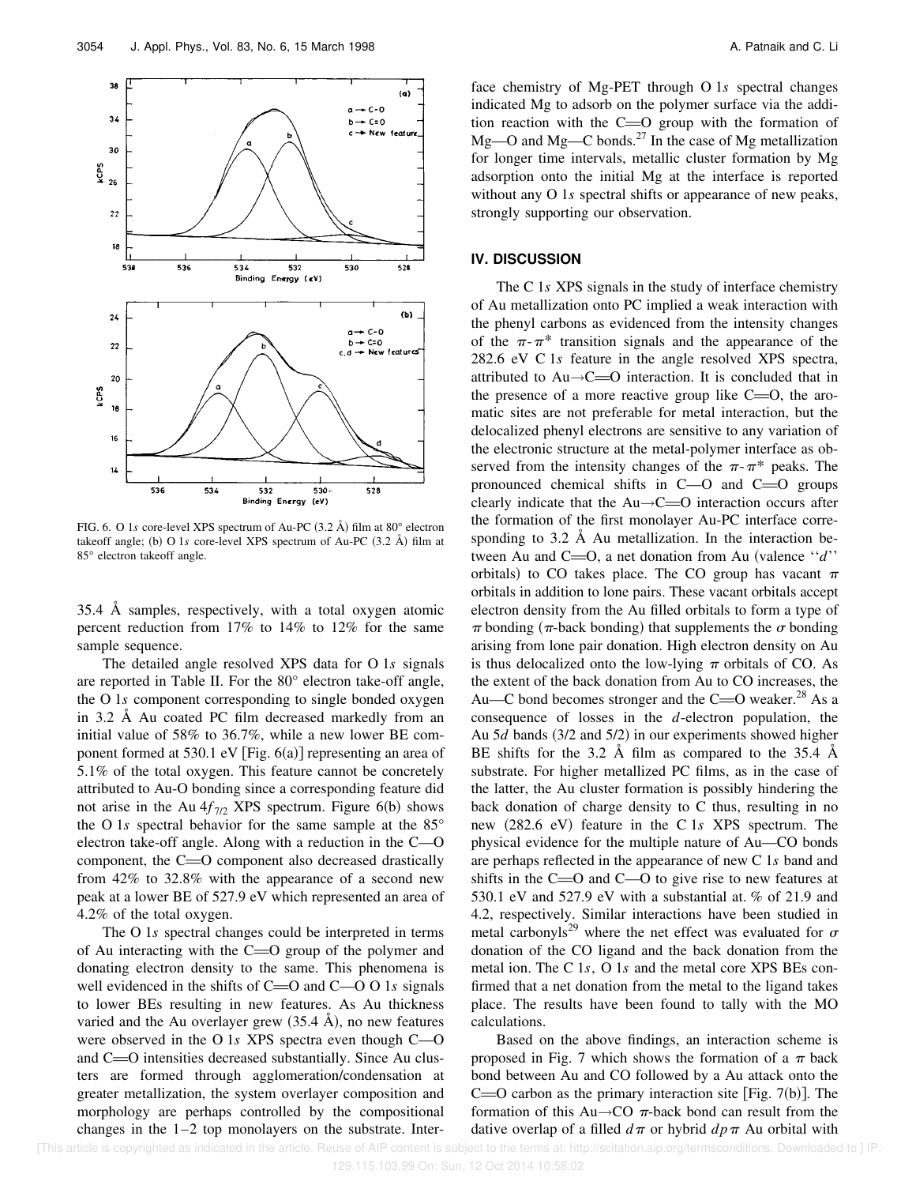FIG. 6. O 1*s* core-level XPS spectrum of Au-PC (3.2 Å) film at 80° electron takeoff angle; (b) O 1*s* core-level XPS spectrum of Au-PC (3.2 Å) film at 85° electron takeoff angle.

35.4 Å samples, respectively, with a total oxygen atomic percent reduction from 17% to 14% to 12% for the same sample sequence.

The detailed angle resolved XPS data for O 1*s* signals are reported in Table II. For the 80° electron take-off angle, the O 1*s* component corresponding to single bonded oxygen in 3.2 Å Au coated PC film decreased markedly from an initial value of 58% to 36.7%, while a new lower BE component formed at 530.1 eV [Fig. 6(a)] representing an area of 5.1% of the total oxygen. This feature cannot be concretely attributed to Au-O bonding since a corresponding feature did not arise in the Au $4f_{7/2}$ XPS spectrum. Figure 6(b) shows the O 1*s* spectral behavior for the same sample at the 85° electron take-off angle. Along with a reduction in the C—O component, the C═O component also decreased drastically from 42% to 32.8% with the appearance of a second new peak at a lower BE of 527.9 eV which represented an area of 4.2% of the total oxygen.

The O 1*s* spectral changes could be interpreted in terms of Au interacting with the C═O group of the polymer and donating electron density to the same. This phenomena is well evidenced in the shifts of C═O and C—O O 1*s* signals to lower BEs resulting in new features. As Au thickness varied and the Au overlayer grew (35.4 Å), no new features were observed in the O 1*s* XPS spectra even though C—O and C═O intensities decreased substantially. Since Au clusters are formed through agglomeration/condensation at greater metallization, the system overlayer composition and morphology are perhaps controlled by the compositional changes in the 1–2 top monolayers on the substrate. Interface chemistry of Mg-PET through O 1*s* spectral changes indicated Mg to adsorb on the polymer surface via the addition reaction with the C═O group with the formation of Mg—O and Mg—C bonds.[27] In the case of Mg metallization for longer time intervals, metallic cluster formation by Mg adsorption onto the initial Mg at the interface is reported without any O 1*s* spectral shifts or appearance of new peaks, strongly supporting our observation.

## IV. DISCUSSION

The C 1*s* XPS signals in the study of interface chemistry of Au metallization onto PC implied a weak interaction with the phenyl carbons as evidenced from the intensity changes of the $\pi$-$\pi^*$ transition signals and the appearance of the 282.6 eV C 1*s* feature in the angle resolved XPS spectra, attributed to Au→C═O interaction. It is concluded that in the presence of a more reactive group like C═O, the aromatic sites are not preferable for metal interaction, but the delocalized phenyl electrons are sensitive to any variation of the electronic structure at the metal-polymer interface as observed from the intensity changes of the $\pi$-$\pi^*$ peaks. The pronounced chemical shifts in C—O and C═O groups clearly indicate that the Au→C═O interaction occurs after the formation of the first monolayer Au-PC interface corresponding to 3.2 Å Au metallization. In the interaction between Au and C═O, a net donation from Au (valence "*d*" orbitals) to CO takes place. The CO group has vacant $\pi$ orbitals in addition to lone pairs. These vacant orbitals accept electron density from the Au filled orbitals to form a type of $\pi$ bonding ($\pi$-back bonding) that supplements the $\sigma$ bonding arising from lone pair donation. High electron density on Au is thus delocalized onto the low-lying $\pi$ orbitals of CO. As the extent of the back donation from Au to CO increases, the Au—C bond becomes stronger and the C═O weaker.[28] As a consequence of losses in the *d*-electron population, the Au 5*d* bands (3/2 and 5/2) in our experiments showed higher BE shifts for the 3.2 Å film as compared to the 35.4 Å substrate. For higher metallized PC films, as in the case of the latter, the Au cluster formation is possibly hindering the back donation of charge density to C thus, resulting in no new (282.6 eV) feature in the C 1*s* XPS spectrum. The physical evidence for the multiple nature of Au—CO bonds are perhaps reflected in the appearance of new C 1*s* band and shifts in the C═O and C—O to give rise to new features at 530.1 eV and 527.9 eV with a substantial at. % of 21.9 and 4.2, respectively. Similar interactions have been studied in metal carbonyls[29] where the net effect was evaluated for $\sigma$ donation of the CO ligand and the back donation from the metal ion. The C 1*s*, O 1*s* and the metal core XPS BEs confirmed that a net donation from the metal to the ligand takes place. The results have been found to tally with the MO calculations.

Based on the above findings, an interaction scheme is proposed in Fig. 7 which shows the formation of a $\pi$ back bond between Au and CO followed by a Au attack onto the C═O carbon as the primary interaction site [Fig. 7(b)]. The formation of this Au→CO $\pi$-back bond can result from the dative overlap of a filled $d\pi$ or hybrid $dp\pi$ Au orbital with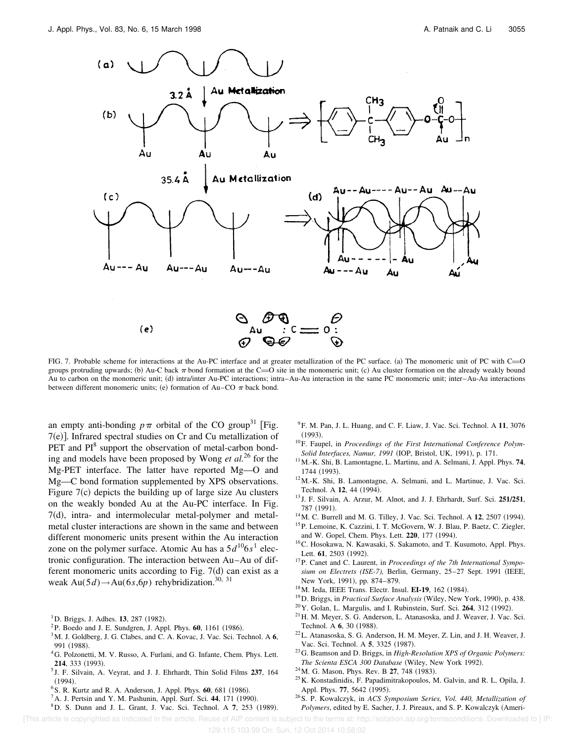FIG. 7. Probable scheme for interactions at the Au-PC interface and at greater metallization of the PC surface. (a) The monomeric unit of PC with C=O groups protruding upwards; (b) Au-C back $\pi$ bond formation at the C=O site in the monomeric unit; (c) Au cluster formation on the already weakly bound Au to carbon on the monomeric unit; (d) intra/inter Au-PC interactions; intra–Au-Au interaction in the same PC monomeric unit; inter–Au-Au interactions between different monomeric units; (e) formation of Au–CO $\pi$ back bond.

an empty anti-bonding $p\pi$ orbital of the CO group[31] [Fig. 7(e)]. Infrared spectral studies on Cr and Cu metallization of PET and PI[8] support the observation of metal-carbon bonding and models have been proposed by Wong *et al.*[26] for the Mg-PET interface. The latter have reported Mg—O and Mg—C bond formation supplemented by XPS observations. Figure 7(c) depicts the building up of large size Au clusters on the weakly bonded Au at the Au-PC interface. In Fig. 7(d), intra- and intermolecular metal-polymer and metal-metal cluster interactions are shown in the same and between different monomeric units present within the Au interaction zone on the polymer surface. Atomic Au has a $5d^{10}6s^1$ electronic configuration. The interaction between Au–Au of different monomeric units according to Fig. 7(d) can exist as a weak Au$(5d)\rightarrow$Au$(6s,6p)$ rehybridization.[30, 31]

[1] D. Briggs, J. Adhes. **13**, 287 (1982).
[2] P. Boedo and J. E. Sundgren, J. Appl. Phys. **60**, 1161 (1986).
[3] M. J. Goldberg, J. G. Clabes, and C. A. Kovac, J. Vac. Sci. Technol. A **6**, 991 (1988).
[4] G. Polzonetti, M. V. Russo, A. Furlani, and G. Infante, Chem. Phys. Lett. **214**, 333 (1993).
[5] J. F. Silvain, A. Veyrat, and J. J. Ehrhardt, Thin Solid Films **237**, 164 (1994).
[6] S. R. Kurtz and R. A. Anderson, J. Appl. Phys. **60**, 681 (1986).
[7] A. J. Pertsin and Y. M. Pashunin, Appl. Surf. Sci. **44**, 171 (1990).
[8] D. S. Dunn and J. L. Grant, J. Vac. Sci. Technol. A **7**, 253 (1989).
[9] F. M. Pan, J. L. Huang, and C. F. Liaw, J. Vac. Sci. Technol. A **11**, 3076 (1993).
[10] F. Faupel, in *Proceedings of the First International Conference Polym-Solid Interfaces, Namur, 1991* (IOP, Bristol, UK, 1991), p. 171.
[11] M.-K. Shi, B. Lamontagne, L. Martinu, and A. Selmani, J. Appl. Phys. **74**, 1744 (1993).
[12] M.-K. Shi, B. Lamontagne, A. Selmani, and L. Martinue, J. Vac. Sci. Technol. A **12**, 44 (1994).
[13] J. F. Silvain, A. Arzur, M. Alnot, and J. J. Ehrhardt, Surf. Sci. **251/251**, 787 (1991).
[14] M. C. Burrell and M. G. Tilley, J. Vac. Sci. Technol. A **12**, 2507 (1994).
[15] P. Lemoine, K. Cazzini, I. T. McGovern, W. J. Blau, P. Baetz, C. Ziegler, and W. Gopel, Chem. Phys. Lett. **220**, 177 (1994).
[16] C. Hosokawa, N. Kawasaki, S. Sakamoto, and T. Kusumoto, Appl. Phys. Lett. **61**, 2503 (1992).
[17] P. Canet and C. Laurent, in *Proceedings of the 7th International Symposium on Electrets (ISE-7),* Berlin, Germany, 25–27 Sept. 1991 (IEEE, New York, 1991), pp. 874–879.
[18] M. Ieda, IEEE Trans. Electr. Insul. **EI-19**, 162 (1984).
[19] D. Briggs, in *Practical Surface Analysis* (Wiley, New York, 1990), p. 438.
[20] Y. Golan, L. Margulis, and I. Rubinstein, Surf. Sci. **264**, 312 (1992).
[21] H. M. Meyer, S. G. Anderson, L. Atanasoska, and J. Weaver, J. Vac. Sci. Technol. A **6**, 30 (1988).
[22] L. Atanasoska, S. G. Anderson, H. M. Meyer, Z. Lin, and J. H. Weaver, J. Vac. Sci. Technol. A **5**, 3325 (1987).
[23] G. Beamson and D. Briggs, in *High-Resolution XPS of Organic Polymers: The Scienta ESCA 300 Database* (Wiley, New York 1992).
[24] M. G. Mason, Phys. Rev. B **27**, 748 (1983).
[25] K. Konstadinidis, F. Papadimitrakopoulos, M. Galvin, and R. L. Opila, J. Appl. Phys. **77**, 5642 (1995).
[26] S. P. Kowalczyk, in *ACS Symposium Series, Vol. 440, Metallization of Polymers*, edited by E. Sacher, J. J. Pireaux, and S. P. Kowalczyk (Ameri-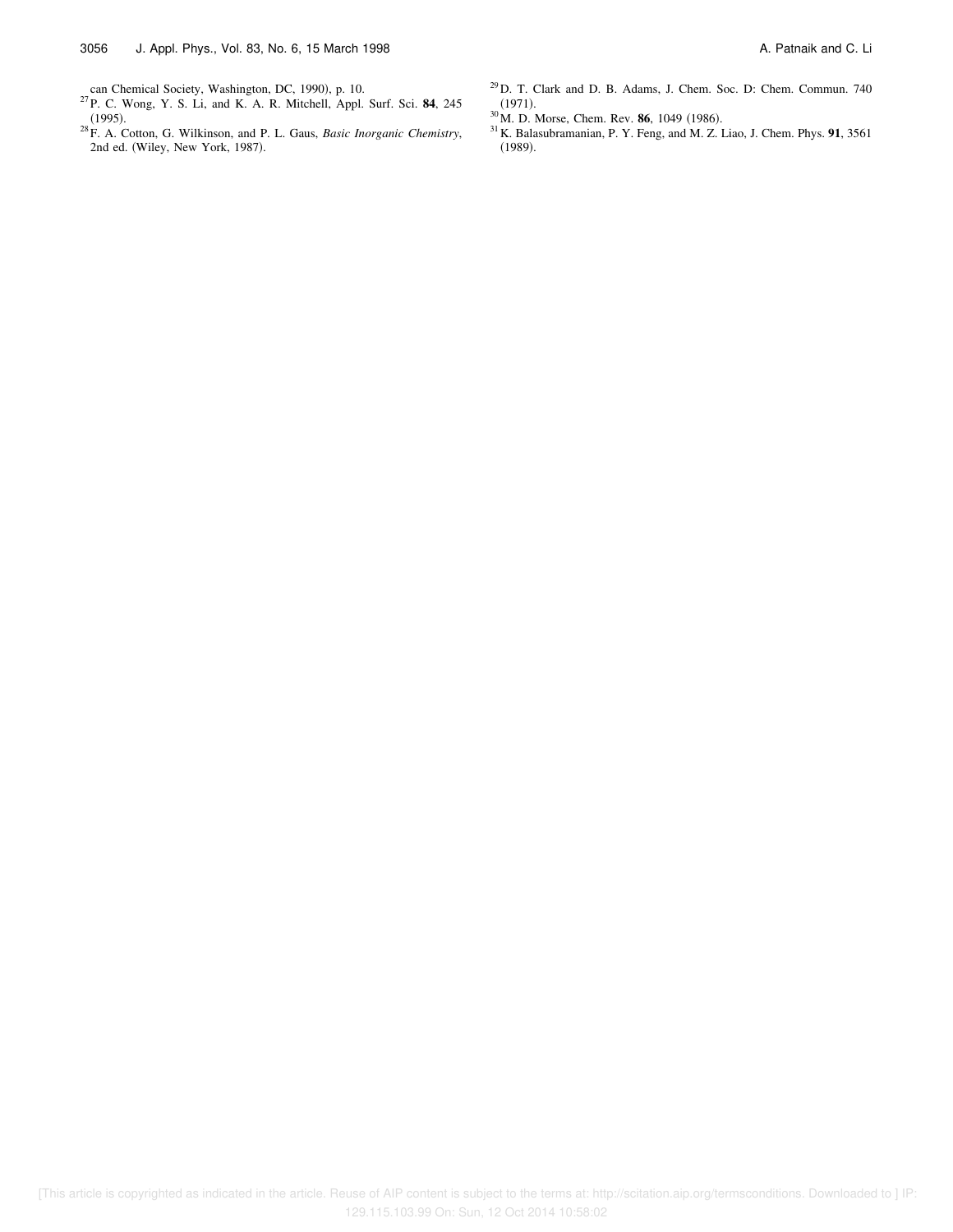can Chemical Society, Washington, DC, 1990), p. 10.

[27] P. C. Wong, Y. S. Li, and K. A. R. Mitchell, Appl. Surf. Sci. **84**, 245 (1995).

[28] F. A. Cotton, G. Wilkinson, and P. L. Gaus, *Basic Inorganic Chemistry*, 2nd ed. (Wiley, New York, 1987).

[29] D. T. Clark and D. B. Adams, J. Chem. Soc. D: Chem. Commun. 740 (1971).

[30] M. D. Morse, Chem. Rev. **86**, 1049 (1986).

[31] K. Balasubramanian, P. Y. Feng, and M. Z. Liao, J. Chem. Phys. **91**, 3561 (1989).